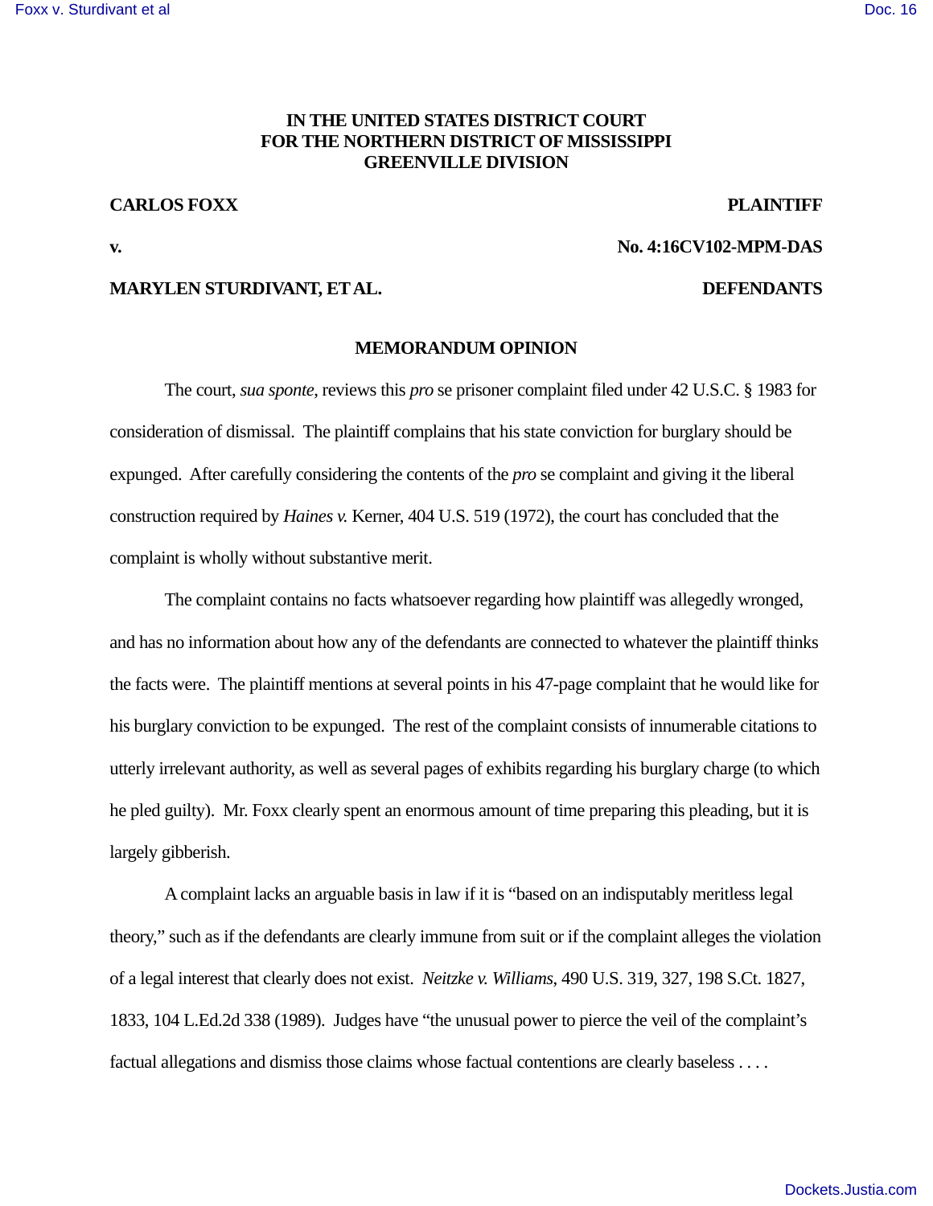**IN THE UNITED STATES DISTRICT COURT**
**FOR THE NORTHERN DISTRICT OF MISSISSIPPI**
**GREENVILLE DIVISION**

**CARLOS FOXX** **PLAINTIFF**

**v.** **No. 4:16CV102-MPM-DAS**

**MARYLEN STURDIVANT, ET AL.** **DEFENDANTS**

**MEMORANDUM OPINION**

The court, *sua sponte*, reviews this *pro* se prisoner complaint filed under 42 U.S.C. § 1983 for consideration of dismissal. The plaintiff complains that his state conviction for burglary should be expunged. After carefully considering the contents of the *pro* se complaint and giving it the liberal construction required by *Haines v.* Kerner, 404 U.S. 519 (1972), the court has concluded that the complaint is wholly without substantive merit.

The complaint contains no facts whatsoever regarding how plaintiff was allegedly wronged, and has no information about how any of the defendants are connected to whatever the plaintiff thinks the facts were. The plaintiff mentions at several points in his 47-page complaint that he would like for his burglary conviction to be expunged. The rest of the complaint consists of innumerable citations to utterly irrelevant authority, as well as several pages of exhibits regarding his burglary charge (to which he pled guilty). Mr. Foxx clearly spent an enormous amount of time preparing this pleading, but it is largely gibberish.

A complaint lacks an arguable basis in law if it is "based on an indisputably meritless legal theory," such as if the defendants are clearly immune from suit or if the complaint alleges the violation of a legal interest that clearly does not exist. *Neitzke v. Williams*, 490 U.S. 319, 327, 198 S.Ct. 1827, 1833, 104 L.Ed.2d 338 (1989). Judges have "the unusual power to pierce the veil of the complaint's factual allegations and dismiss those claims whose factual contentions are clearly baseless . . . .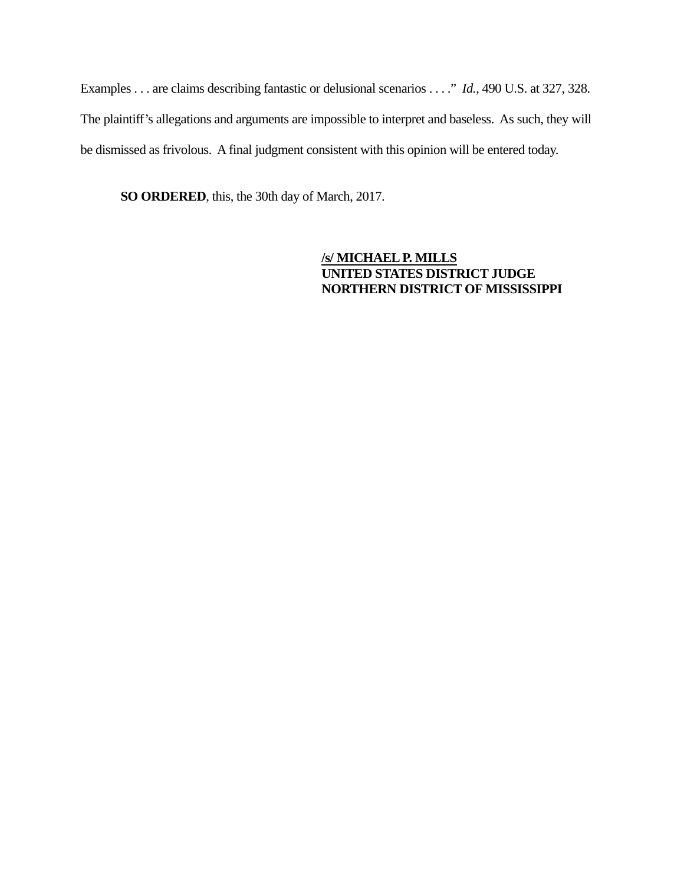Examples . . . are claims describing fantastic or delusional scenarios . . . ." *Id.*, 490 U.S. at 327, 328. The plaintiff's allegations and arguments are impossible to interpret and baseless. As such, they will be dismissed as frivolous. A final judgment consistent with this opinion will be entered today.

**SO ORDERED**, this, the 30th day of March, 2017.

**/s/ MICHAEL P. MILLS**
**UNITED STATES DISTRICT JUDGE**
**NORTHERN DISTRICT OF MISSISSIPPI**